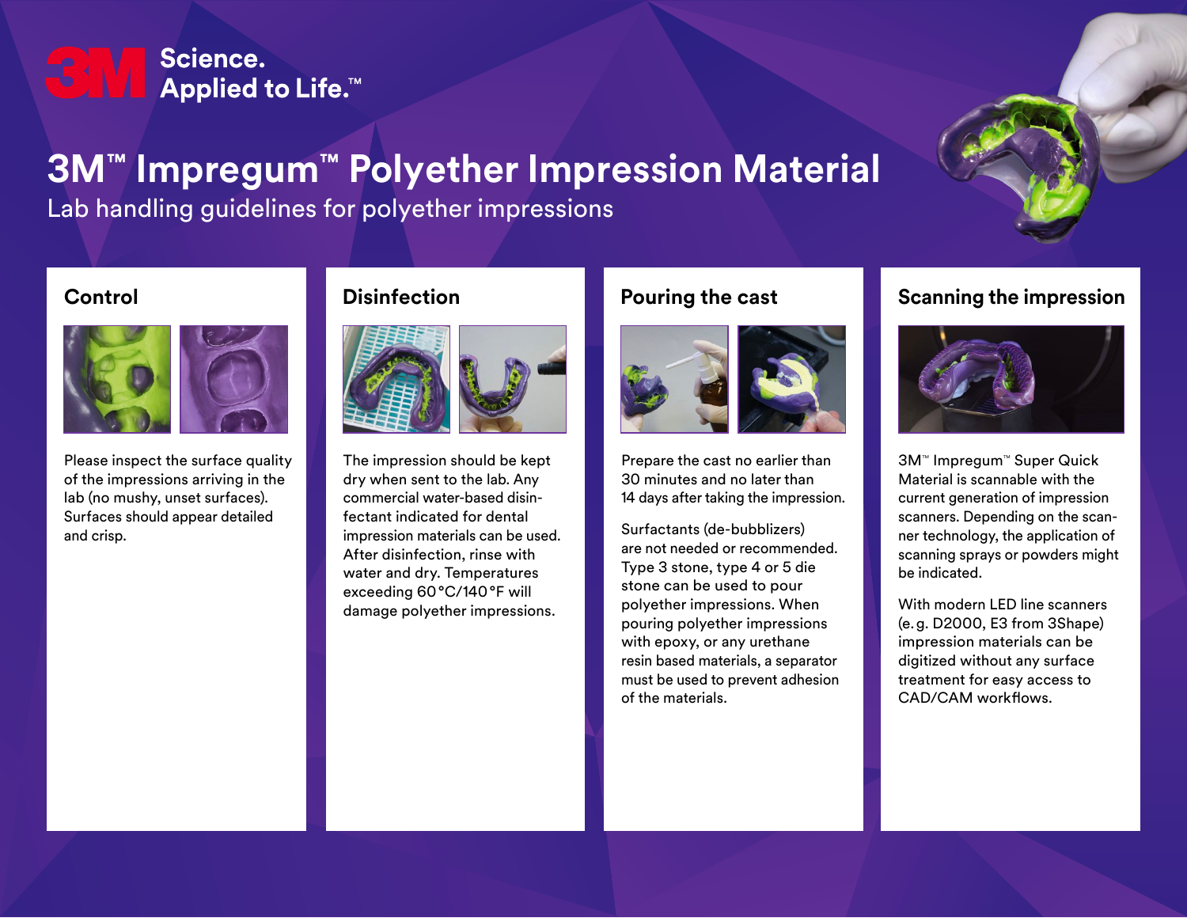3M Science. Applied to Life.™

# 3M™ Impregum™ Polyether Impression Material

Lab handling guidelines for polyether impressions

## Control

Please inspect the surface quality of the impressions arriving in the lab (no mushy, unset surfaces). Surfaces should appear detailed and crisp.

## Disinfection

The impression should be kept dry when sent to the lab. Any commercial water-based disinfectant indicated for dental impression materials can be used. After disinfection, rinse with water and dry. Temperatures exceeding 60 °C/140 °F will damage polyether impressions.

## Pouring the cast

Prepare the cast no earlier than 30 minutes and no later than 14 days after taking the impression.

Surfactants (de-bubblizers) are not needed or recommended. Type 3 stone, type 4 or 5 die stone can be used to pour polyether impressions. When pouring polyether impressions with epoxy, or any urethane resin based materials, a separator must be used to prevent adhesion of the materials.

## Scanning the impression

3M™ Impregum™ Super Quick Material is scannable with the current generation of impression scanners. Depending on the scanner technology, the application of scanning sprays or powders might be indicated.

With modern LED line scanners (e. g. D2000, E3 from 3Shape) impression materials can be digitized without any surface treatment for easy access to CAD/CAM workflows.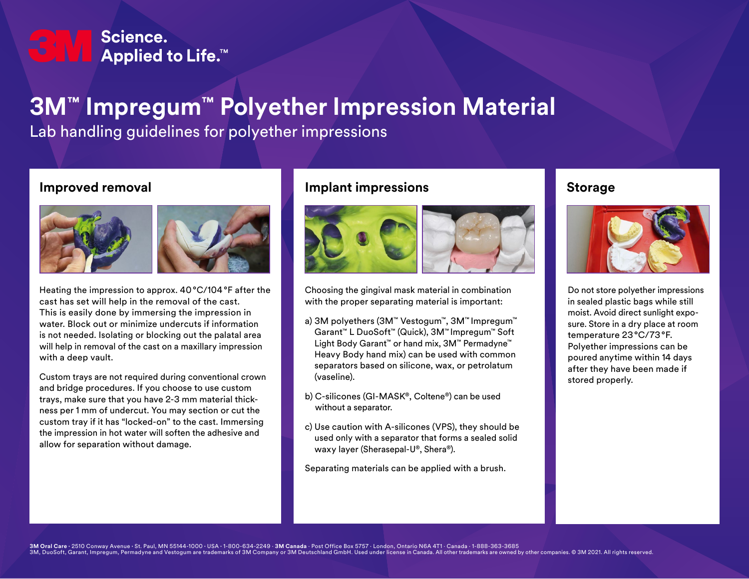# 3M™ Impregum™ Polyether Impression Material

Lab handling guidelines for polyether impressions

## Improved removal

Heating the impression to approx. 40 °C/104 °F after the cast has set will help in the removal of the cast. This is easily done by immersing the impression in water. Block out or minimize undercuts if information is not needed. Isolating or blocking out the palatal area will help in removal of the cast on a maxillary impression with a deep vault.

Custom trays are not required during conventional crown and bridge procedures. If you choose to use custom trays, make sure that you have 2-3 mm material thickness per 1 mm of undercut. You may section or cut the custom tray if it has "locked-on" to the cast. Immersing the impression in hot water will soften the adhesive and allow for separation without damage.

## Implant impressions

Choosing the gingival mask material in combination with the proper separating material is important:

a) 3M polyethers (3M™ Vestogum™, 3M™ Impregum™ Garant™ L DuoSoft™ (Quick), 3M™ Impregum™ Soft Light Body Garant™ or hand mix, 3M™ Permadyne™ Heavy Body hand mix) can be used with common separators based on silicone, wax, or petrolatum (vaseline).

b) C-silicones (GI-MASK®, Coltene®) can be used without a separator.

c) Use caution with A-silicones (VPS), they should be used only with a separator that forms a sealed solid waxy layer (Sherasepal-U®, Shera®).

Separating materials can be applied with a brush.

## Storage

Do not store polyether impressions in sealed plastic bags while still moist. Avoid direct sunlight exposure. Store in a dry place at room temperature 23 °C/73 °F. Polyether impressions can be poured anytime within 14 days after they have been made if stored properly.

**3M Oral Care** · 2510 Conway Avenue · St. Paul, MN 55144-1000 · USA · 1-800-634-2249 · **3M Canada** · Post Office Box 5757 · London, Ontario N6A 4T1 · Canada · 1-888-363-3685
3M, DuoSoft, Garant, Impregum, Permadyne and Vestogum are trademarks of 3M Company or 3M Deutschland GmbH. Used under license in Canada. All other trademarks are owned by other companies. © 3M 2021. All rights reserved.